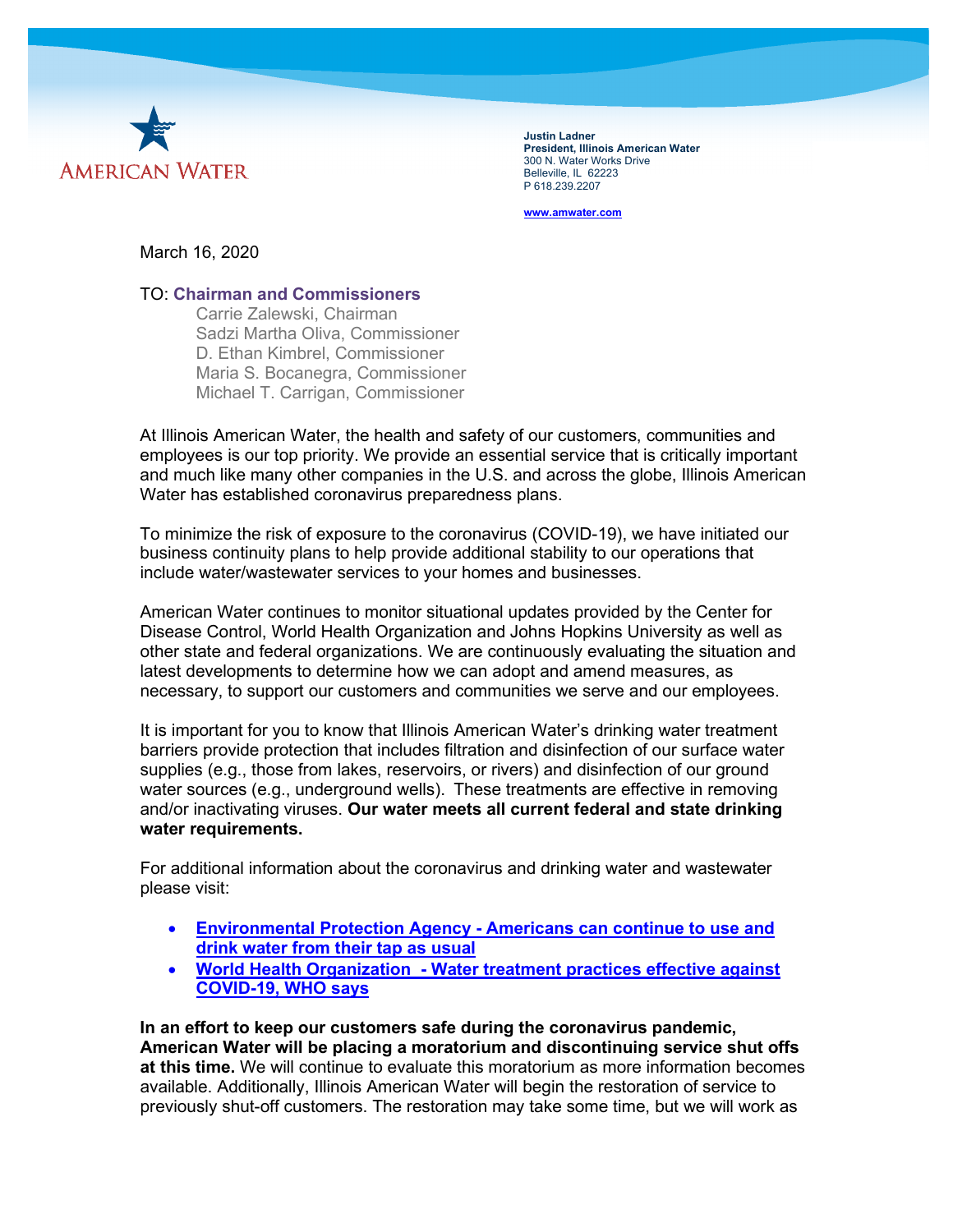AMERICAN WATER

**Justin Ladner**
**President, Illinois American Water**
300 N. Water Works Drive
Belleville, IL 62223
P 618.239.2207

**www.amwater.com**

March 16, 2020

TO: **Chairman and Commissioners**
Carrie Zalewski, Chairman
Sadzi Martha Oliva, Commissioner
D. Ethan Kimbrel, Commissioner
Maria S. Bocanegra, Commissioner
Michael T. Carrigan, Commissioner

At Illinois American Water, the health and safety of our customers, communities and employees is our top priority. We provide an essential service that is critically important and much like many other companies in the U.S. and across the globe, Illinois American Water has established coronavirus preparedness plans.

To minimize the risk of exposure to the coronavirus (COVID-19), we have initiated our business continuity plans to help provide additional stability to our operations that include water/wastewater services to your homes and businesses.

American Water continues to monitor situational updates provided by the Center for Disease Control, World Health Organization and Johns Hopkins University as well as other state and federal organizations. We are continuously evaluating the situation and latest developments to determine how we can adopt and amend measures, as necessary, to support our customers and communities we serve and our employees.

It is important for you to know that Illinois American Water's drinking water treatment barriers provide protection that includes filtration and disinfection of our surface water supplies (e.g., those from lakes, reservoirs, or rivers) and disinfection of our ground water sources (e.g., underground wells). These treatments are effective in removing and/or inactivating viruses. **Our water meets all current federal and state drinking water requirements.**

For additional information about the coronavirus and drinking water and wastewater please visit:

- **Environmental Protection Agency - Americans can continue to use and drink water from their tap as usual**
- **World Health Organization - Water treatment practices effective against COVID-19, WHO says**

**In an effort to keep our customers safe during the coronavirus pandemic, American Water will be placing a moratorium and discontinuing service shut offs at this time.** We will continue to evaluate this moratorium as more information becomes available. Additionally, Illinois American Water will begin the restoration of service to previously shut-off customers. The restoration may take some time, but we will work as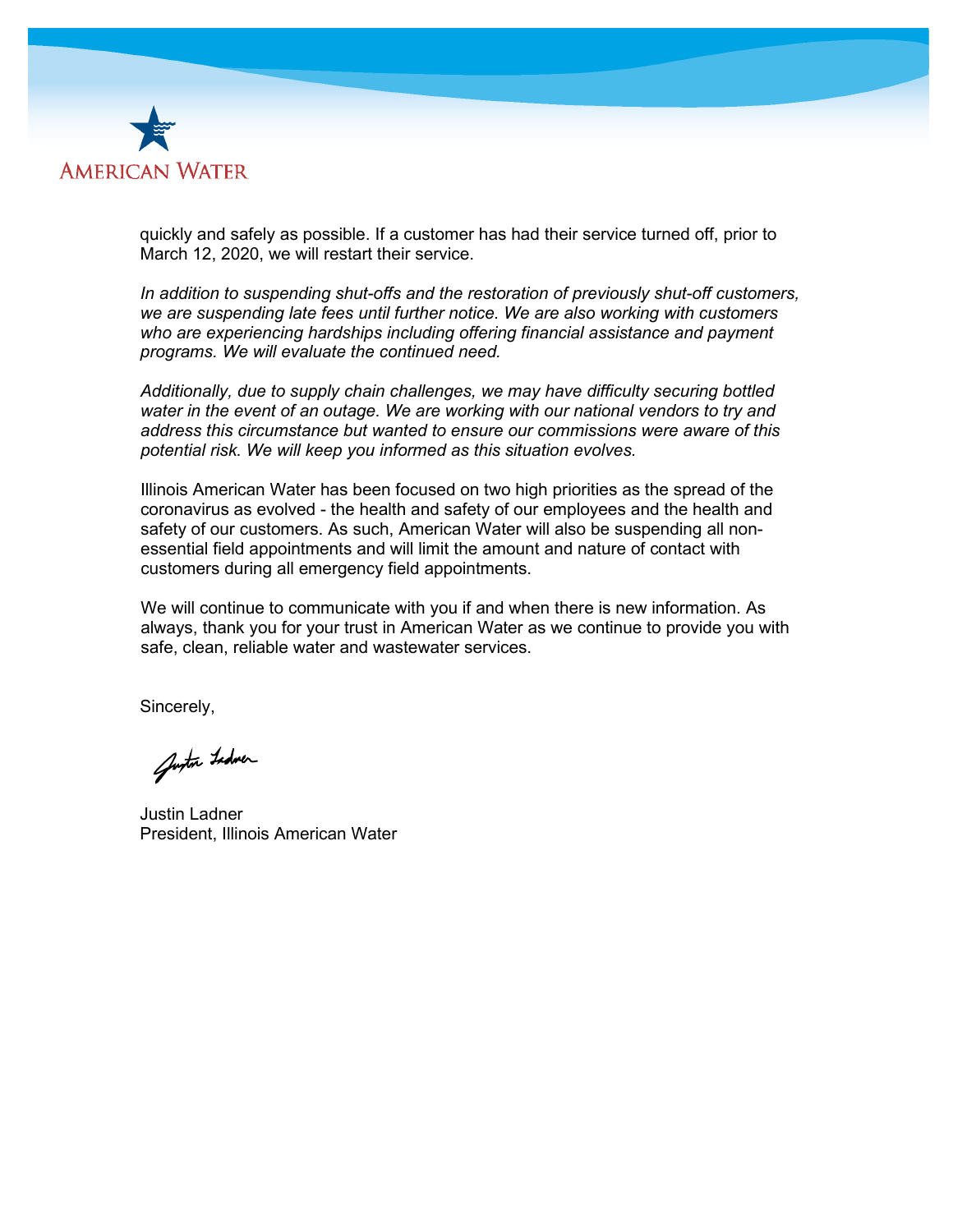quickly and safely as possible. If a customer has had their service turned off, prior to March 12, 2020, we will restart their service.

*In addition to suspending shut-offs and the restoration of previously shut-off customers, we are suspending late fees until further notice. We are also working with customers who are experiencing hardships including offering financial assistance and payment programs. We will evaluate the continued need.*

*Additionally, due to supply chain challenges, we may have difficulty securing bottled water in the event of an outage. We are working with our national vendors to try and address this circumstance but wanted to ensure our commissions were aware of this potential risk. We will keep you informed as this situation evolves.*

Illinois American Water has been focused on two high priorities as the spread of the coronavirus as evolved - the health and safety of our employees and the health and safety of our customers. As such, American Water will also be suspending all non-essential field appointments and will limit the amount and nature of contact with customers during all emergency field appointments.

We will continue to communicate with you if and when there is new information. As always, thank you for your trust in American Water as we continue to provide you with safe, clean, reliable water and wastewater services.

Sincerely,

Justin Ladner
President, Illinois American Water